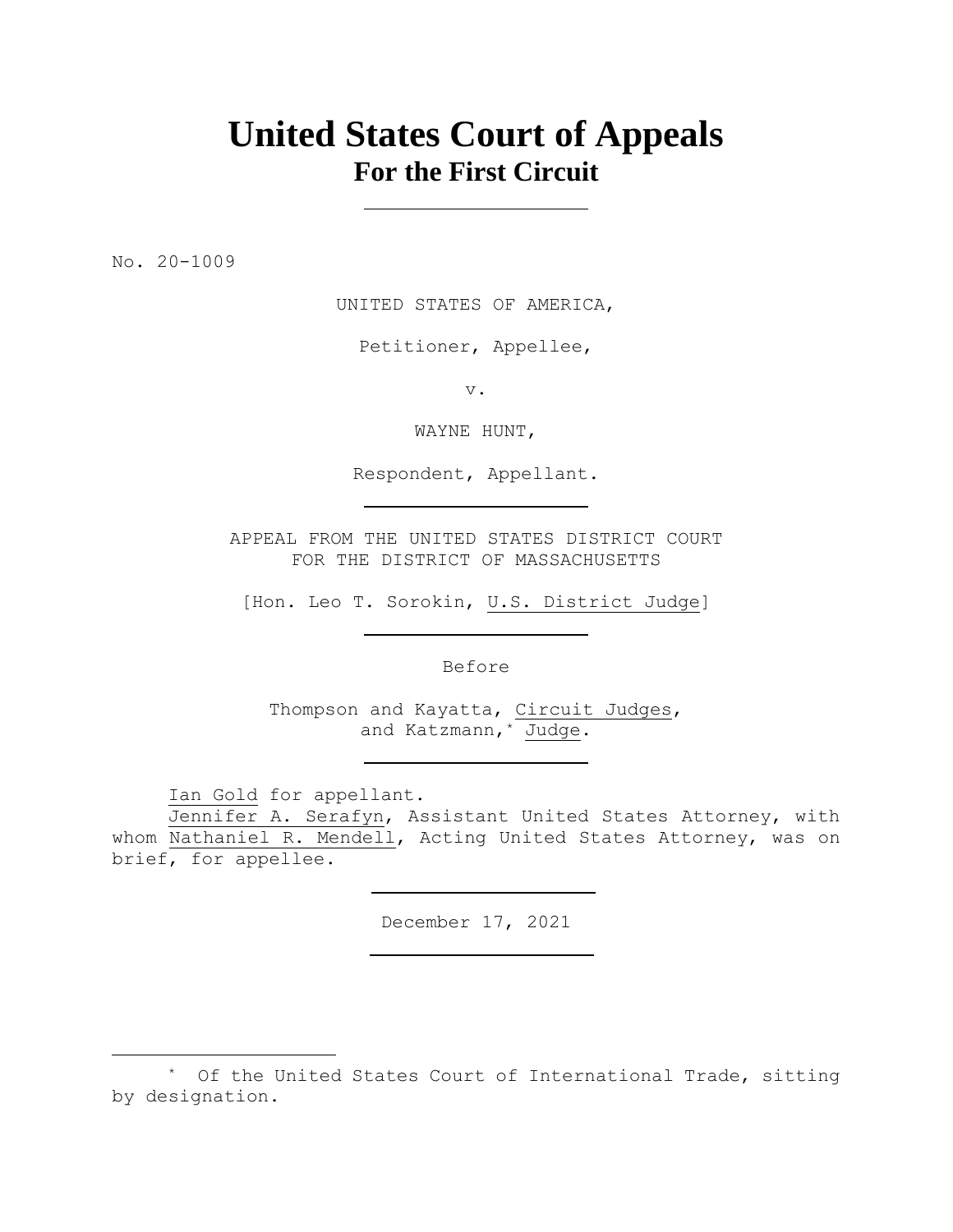# United States Court of Appeals
## For the First Circuit

No. 20-1009

UNITED STATES OF AMERICA,

Petitioner, Appellee,

v.

WAYNE HUNT,

Respondent, Appellant.

APPEAL FROM THE UNITED STATES DISTRICT COURT
FOR THE DISTRICT OF MASSACHUSETTS

[Hon. Leo T. Sorokin, U.S. District Judge]

Before

Thompson and Kayatta, Circuit Judges,
and Katzmann,* Judge.

Ian Gold for appellant.

Jennifer A. Serafyn, Assistant United States Attorney, with whom Nathaniel R. Mendell, Acting United States Attorney, was on brief, for appellee.

December 17, 2021

---

\* Of the United States Court of International Trade, sitting by designation.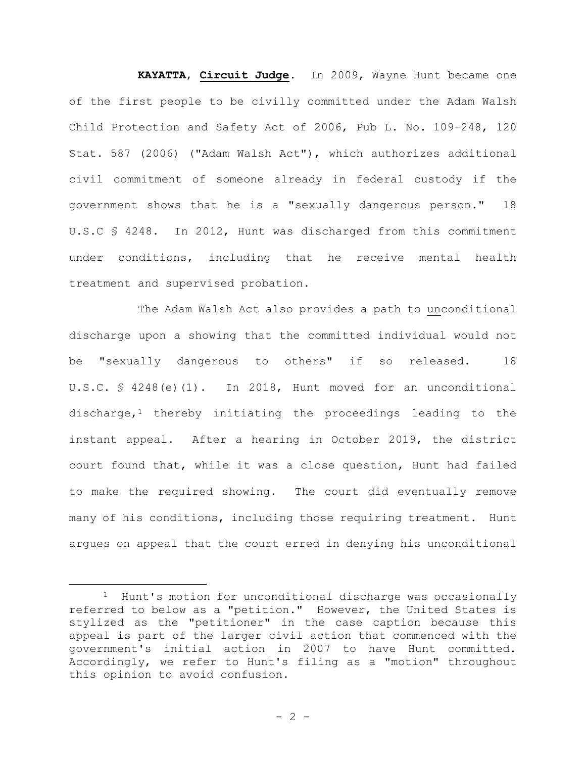**KAYATTA**, **Circuit Judge**. In 2009, Wayne Hunt became one of the first people to be civilly committed under the Adam Walsh Child Protection and Safety Act of 2006, Pub L. No. 109–248, 120 Stat. 587 (2006) ("Adam Walsh Act"), which authorizes additional civil commitment of someone already in federal custody if the government shows that he is a "sexually dangerous person." 18 U.S.C § 4248. In 2012, Hunt was discharged from this commitment under conditions, including that he receive mental health treatment and supervised probation.

The Adam Walsh Act also provides a path to <u>un</u>conditional discharge upon a showing that the committed individual would not be "sexually dangerous to others" if so released. 18 U.S.C. § 4248(e)(1). In 2018, Hunt moved for an unconditional discharge,[1] thereby initiating the proceedings leading to the instant appeal. After a hearing in October 2019, the district court found that, while it was a close question, Hunt had failed to make the required showing. The court did eventually remove many of his conditions, including those requiring treatment. Hunt argues on appeal that the court erred in denying his unconditional

---

[1] Hunt's motion for unconditional discharge was occasionally referred to below as a "petition." However, the United States is stylized as the "petitioner" in the case caption because this appeal is part of the larger civil action that commenced with the government's initial action in 2007 to have Hunt committed. Accordingly, we refer to Hunt's filing as a "motion" throughout this opinion to avoid confusion.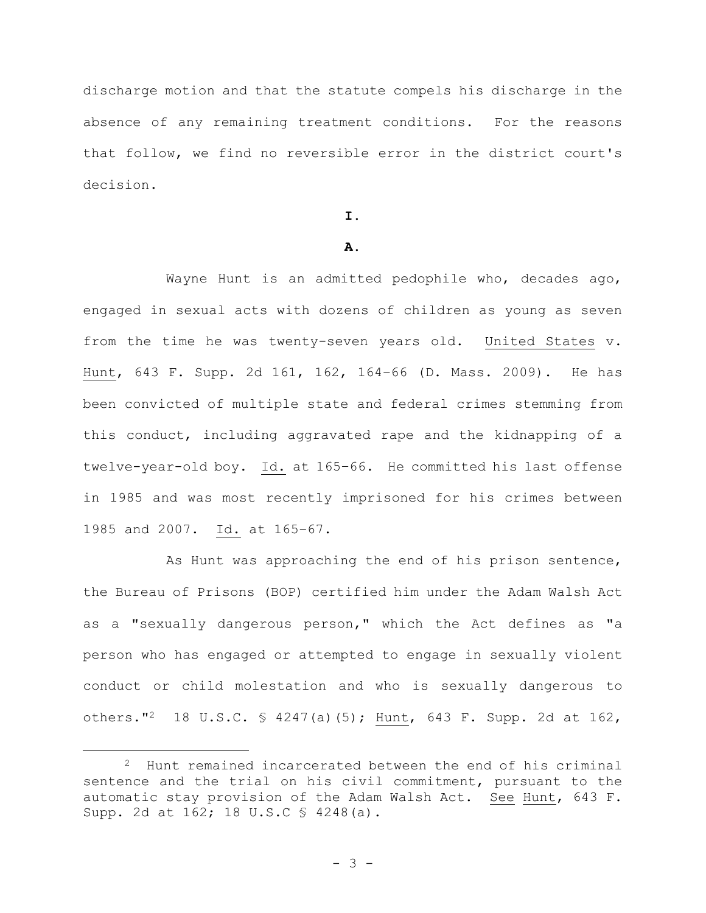discharge motion and that the statute compels his discharge in the absence of any remaining treatment conditions. For the reasons that follow, we find no reversible error in the district court's decision.

**I.**

**A.**

Wayne Hunt is an admitted pedophile who, decades ago, engaged in sexual acts with dozens of children as young as seven from the time he was twenty-seven years old. United States v. Hunt, 643 F. Supp. 2d 161, 162, 164–66 (D. Mass. 2009). He has been convicted of multiple state and federal crimes stemming from this conduct, including aggravated rape and the kidnapping of a twelve-year-old boy. Id. at 165–66. He committed his last offense in 1985 and was most recently imprisoned for his crimes between 1985 and 2007. Id. at 165–67.

As Hunt was approaching the end of his prison sentence, the Bureau of Prisons (BOP) certified him under the Adam Walsh Act as a "sexually dangerous person," which the Act defines as "a person who has engaged or attempted to engage in sexually violent conduct or child molestation and who is sexually dangerous to others."[2] 18 U.S.C. § 4247(a)(5); Hunt, 643 F. Supp. 2d at 162,

---

[2] Hunt remained incarcerated between the end of his criminal sentence and the trial on his civil commitment, pursuant to the automatic stay provision of the Adam Walsh Act. See Hunt, 643 F. Supp. 2d at 162; 18 U.S.C § 4248(a).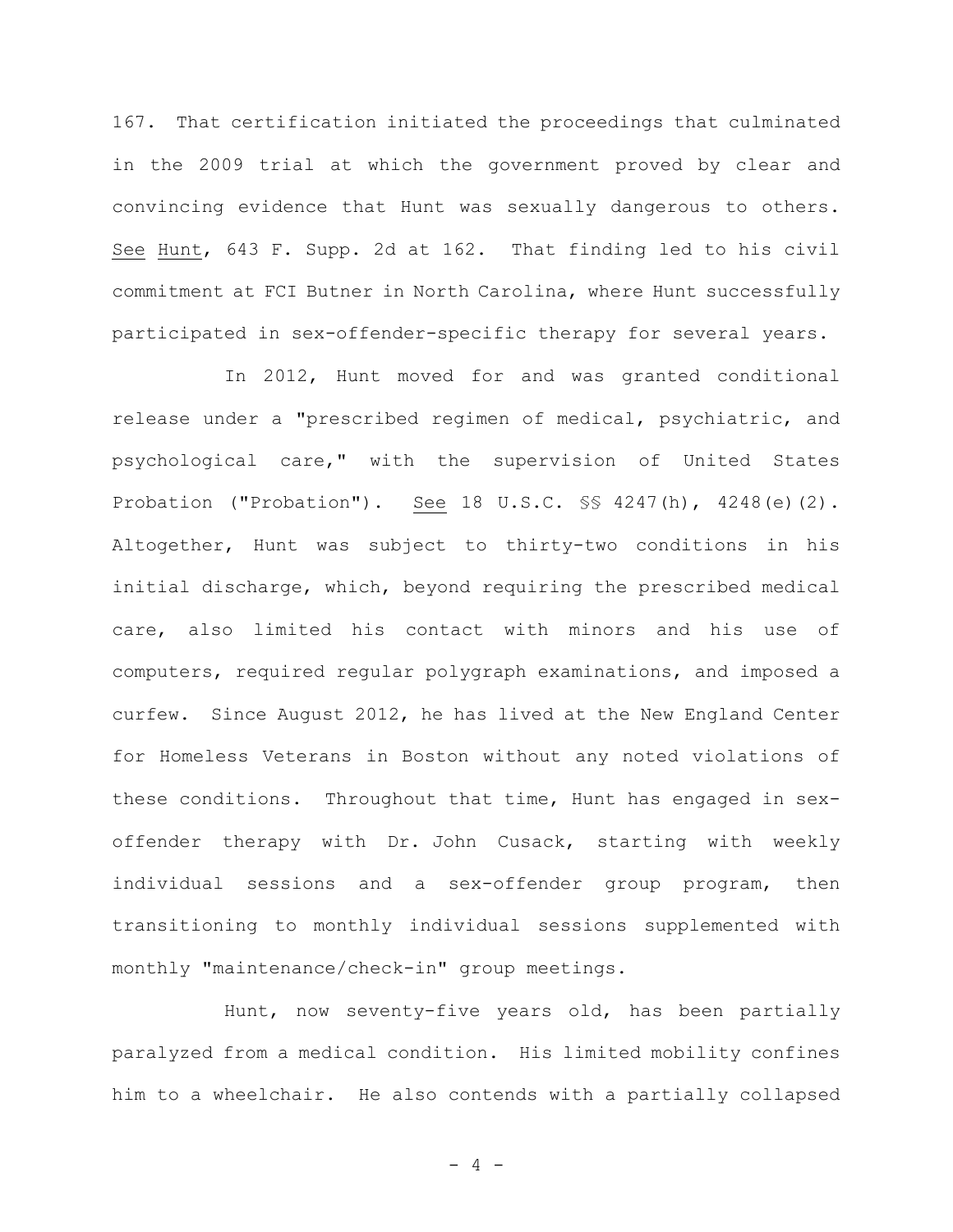167. That certification initiated the proceedings that culminated in the 2009 trial at which the government proved by clear and convincing evidence that Hunt was sexually dangerous to others. See Hunt, 643 F. Supp. 2d at 162. That finding led to his civil commitment at FCI Butner in North Carolina, where Hunt successfully participated in sex-offender-specific therapy for several years.

In 2012, Hunt moved for and was granted conditional release under a "prescribed regimen of medical, psychiatric, and psychological care," with the supervision of United States Probation ("Probation"). See 18 U.S.C. §§ 4247(h), 4248(e)(2). Altogether, Hunt was subject to thirty-two conditions in his initial discharge, which, beyond requiring the prescribed medical care, also limited his contact with minors and his use of computers, required regular polygraph examinations, and imposed a curfew. Since August 2012, he has lived at the New England Center for Homeless Veterans in Boston without any noted violations of these conditions. Throughout that time, Hunt has engaged in sex-offender therapy with Dr. John Cusack, starting with weekly individual sessions and a sex-offender group program, then transitioning to monthly individual sessions supplemented with monthly "maintenance/check-in" group meetings.

Hunt, now seventy-five years old, has been partially paralyzed from a medical condition. His limited mobility confines him to a wheelchair. He also contends with a partially collapsed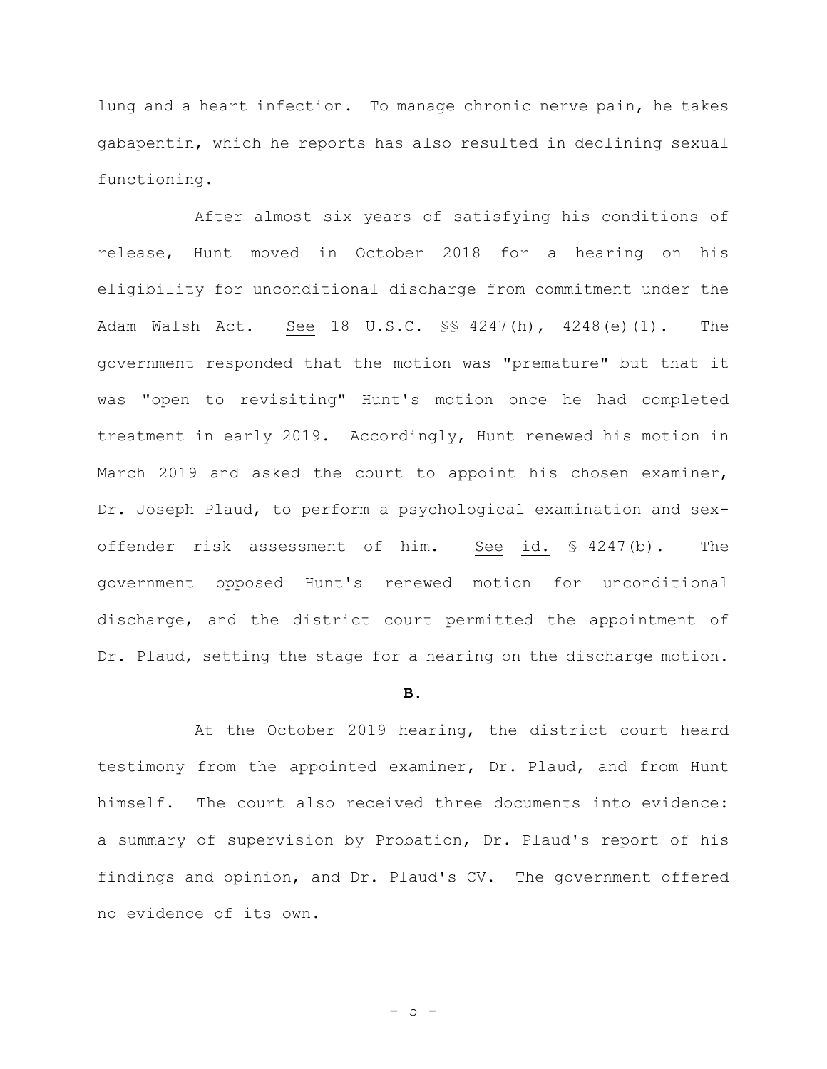lung and a heart infection. To manage chronic nerve pain, he takes gabapentin, which he reports has also resulted in declining sexual functioning.

After almost six years of satisfying his conditions of release, Hunt moved in October 2018 for a hearing on his eligibility for unconditional discharge from commitment under the Adam Walsh Act. See 18 U.S.C. §§ 4247(h), 4248(e)(1). The government responded that the motion was "premature" but that it was "open to revisiting" Hunt's motion once he had completed treatment in early 2019. Accordingly, Hunt renewed his motion in March 2019 and asked the court to appoint his chosen examiner, Dr. Joseph Plaud, to perform a psychological examination and sex-offender risk assessment of him. See id. § 4247(b). The government opposed Hunt's renewed motion for unconditional discharge, and the district court permitted the appointment of Dr. Plaud, setting the stage for a hearing on the discharge motion.

**B.**

At the October 2019 hearing, the district court heard testimony from the appointed examiner, Dr. Plaud, and from Hunt himself. The court also received three documents into evidence: a summary of supervision by Probation, Dr. Plaud's report of his findings and opinion, and Dr. Plaud's CV. The government offered no evidence of its own.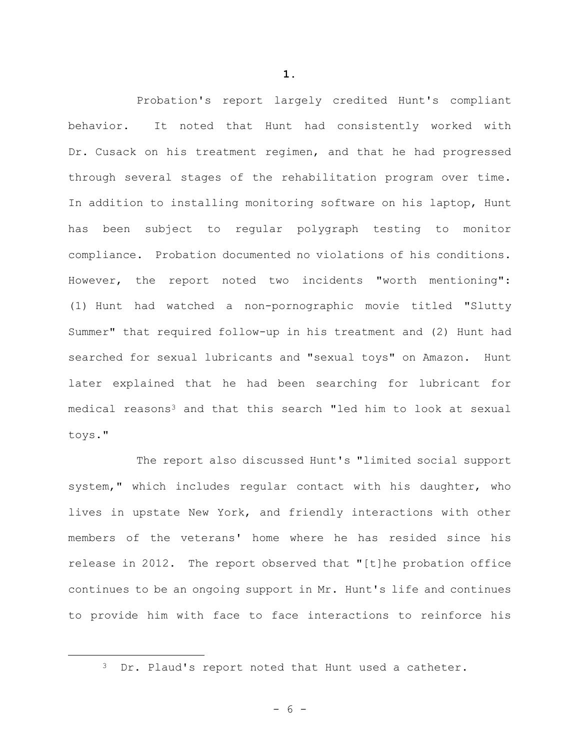**1.**

Probation's report largely credited Hunt's compliant behavior. It noted that Hunt had consistently worked with Dr. Cusack on his treatment regimen, and that he had progressed through several stages of the rehabilitation program over time. In addition to installing monitoring software on his laptop, Hunt has been subject to regular polygraph testing to monitor compliance. Probation documented no violations of his conditions. However, the report noted two incidents "worth mentioning": (1) Hunt had watched a non-pornographic movie titled "Slutty Summer" that required follow-up in his treatment and (2) Hunt had searched for sexual lubricants and "sexual toys" on Amazon. Hunt later explained that he had been searching for lubricant for medical reasons[3] and that this search "led him to look at sexual toys."

The report also discussed Hunt's "limited social support system," which includes regular contact with his daughter, who lives in upstate New York, and friendly interactions with other members of the veterans' home where he has resided since his release in 2012. The report observed that "[t]he probation office continues to be an ongoing support in Mr. Hunt's life and continues to provide him with face to face interactions to reinforce his

---

[3] Dr. Plaud's report noted that Hunt used a catheter.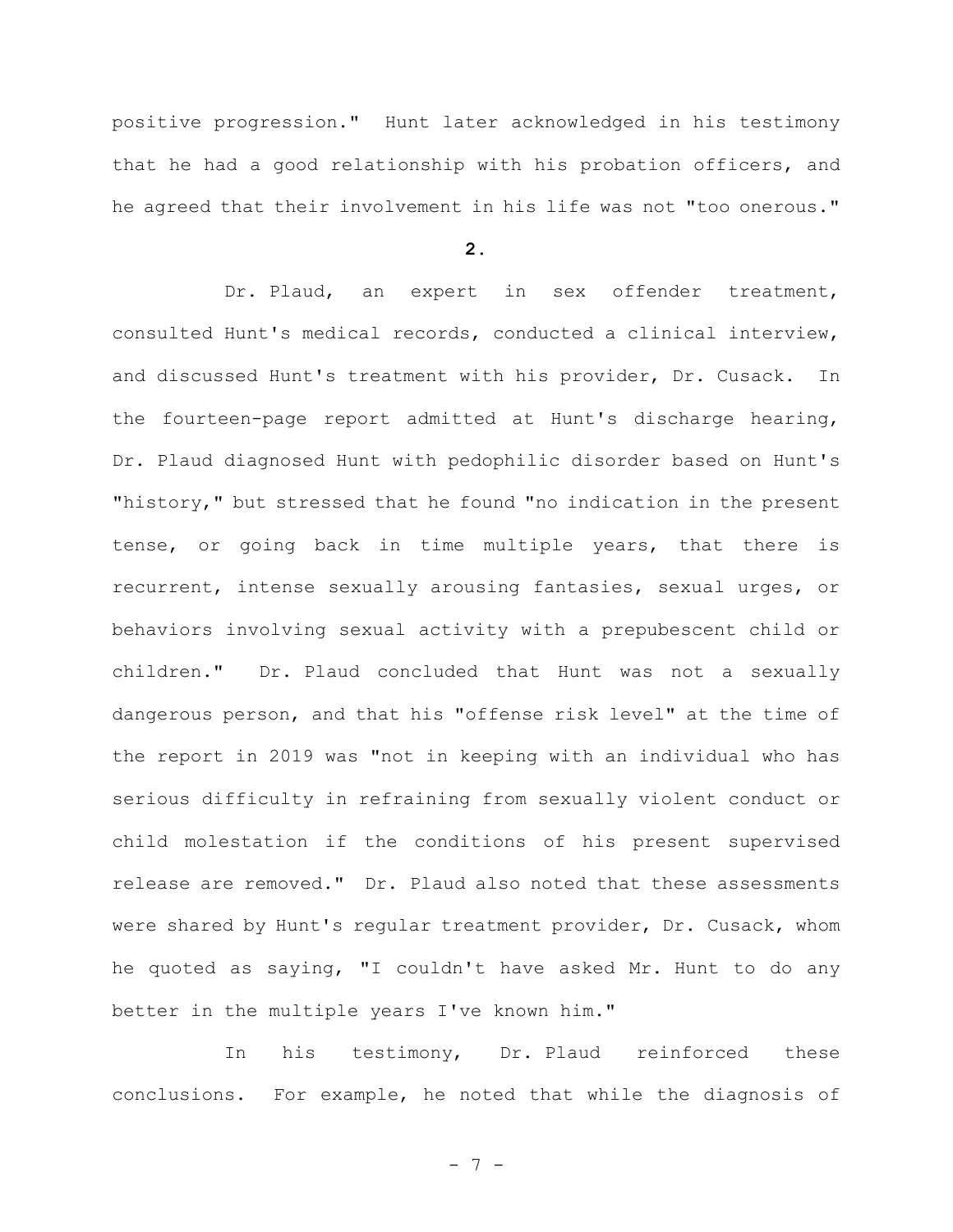positive progression." Hunt later acknowledged in his testimony that he had a good relationship with his probation officers, and he agreed that their involvement in his life was not "too onerous."

**2.**

Dr. Plaud, an expert in sex offender treatment, consulted Hunt's medical records, conducted a clinical interview, and discussed Hunt's treatment with his provider, Dr. Cusack. In the fourteen-page report admitted at Hunt's discharge hearing, Dr. Plaud diagnosed Hunt with pedophilic disorder based on Hunt's "history," but stressed that he found "no indication in the present tense, or going back in time multiple years, that there is recurrent, intense sexually arousing fantasies, sexual urges, or behaviors involving sexual activity with a prepubescent child or children." Dr. Plaud concluded that Hunt was not a sexually dangerous person, and that his "offense risk level" at the time of the report in 2019 was "not in keeping with an individual who has serious difficulty in refraining from sexually violent conduct or child molestation if the conditions of his present supervised release are removed." Dr. Plaud also noted that these assessments were shared by Hunt's regular treatment provider, Dr. Cusack, whom he quoted as saying, "I couldn't have asked Mr. Hunt to do any better in the multiple years I've known him."

In his testimony, Dr. Plaud reinforced these conclusions. For example, he noted that while the diagnosis of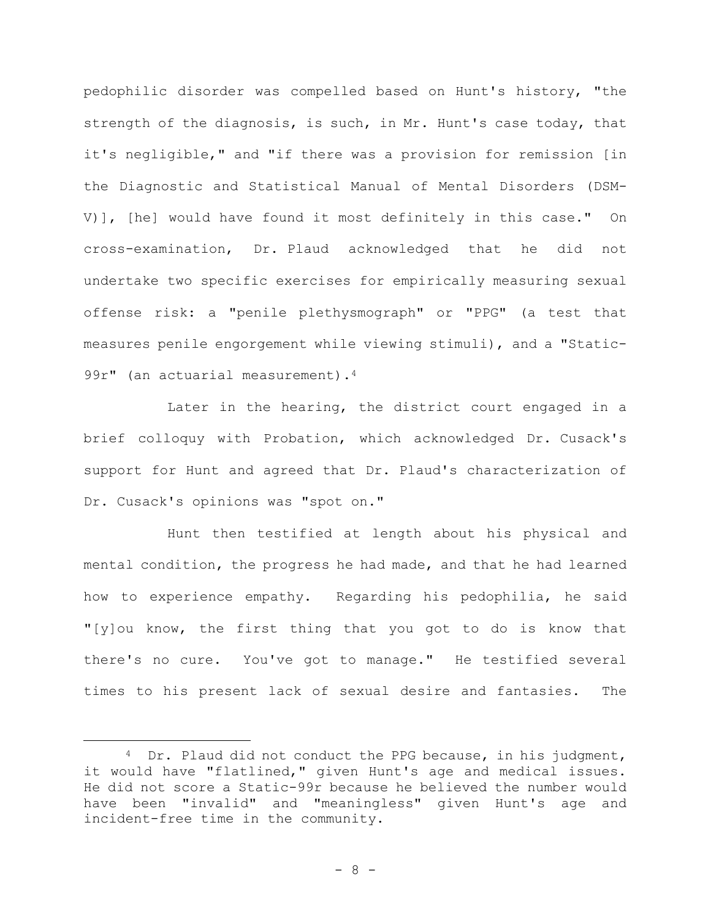pedophilic disorder was compelled based on Hunt's history, "the strength of the diagnosis, is such, in Mr. Hunt's case today, that it's negligible," and "if there was a provision for remission [in the Diagnostic and Statistical Manual of Mental Disorders (DSM-V)], [he] would have found it most definitely in this case." On cross-examination, Dr. Plaud acknowledged that he did not undertake two specific exercises for empirically measuring sexual offense risk: a "penile plethysmograph" or "PPG" (a test that measures penile engorgement while viewing stimuli), and a "Static-99r" (an actuarial measurement).[4]

Later in the hearing, the district court engaged in a brief colloquy with Probation, which acknowledged Dr. Cusack's support for Hunt and agreed that Dr. Plaud's characterization of Dr. Cusack's opinions was "spot on."

Hunt then testified at length about his physical and mental condition, the progress he had made, and that he had learned how to experience empathy. Regarding his pedophilia, he said "[y]ou know, the first thing that you got to do is know that there's no cure. You've got to manage." He testified several times to his present lack of sexual desire and fantasies. The

---

[4] Dr. Plaud did not conduct the PPG because, in his judgment, it would have "flatlined," given Hunt's age and medical issues. He did not score a Static-99r because he believed the number would have been "invalid" and "meaningless" given Hunt's age and incident-free time in the community.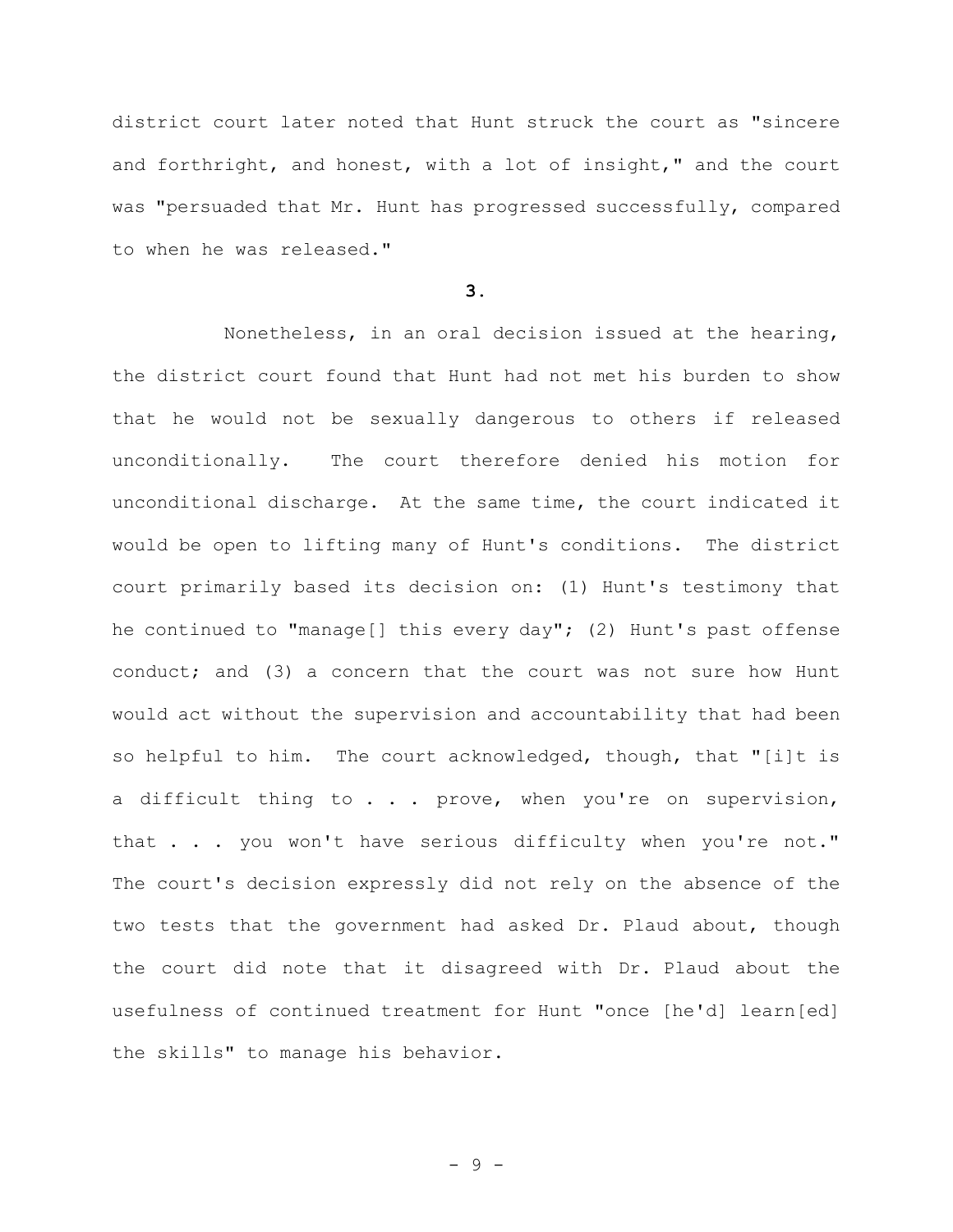district court later noted that Hunt struck the court as "sincere and forthright, and honest, with a lot of insight," and the court was "persuaded that Mr. Hunt has progressed successfully, compared to when he was released."

**3.**

Nonetheless, in an oral decision issued at the hearing, the district court found that Hunt had not met his burden to show that he would not be sexually dangerous to others if released unconditionally. The court therefore denied his motion for unconditional discharge. At the same time, the court indicated it would be open to lifting many of Hunt's conditions. The district court primarily based its decision on: (1) Hunt's testimony that he continued to "manage[] this every day"; (2) Hunt's past offense conduct; and (3) a concern that the court was not sure how Hunt would act without the supervision and accountability that had been so helpful to him. The court acknowledged, though, that "[i]t is a difficult thing to . . . prove, when you're on supervision, that . . . you won't have serious difficulty when you're not." The court's decision expressly did not rely on the absence of the two tests that the government had asked Dr. Plaud about, though the court did note that it disagreed with Dr. Plaud about the usefulness of continued treatment for Hunt "once [he'd] learn[ed] the skills" to manage his behavior.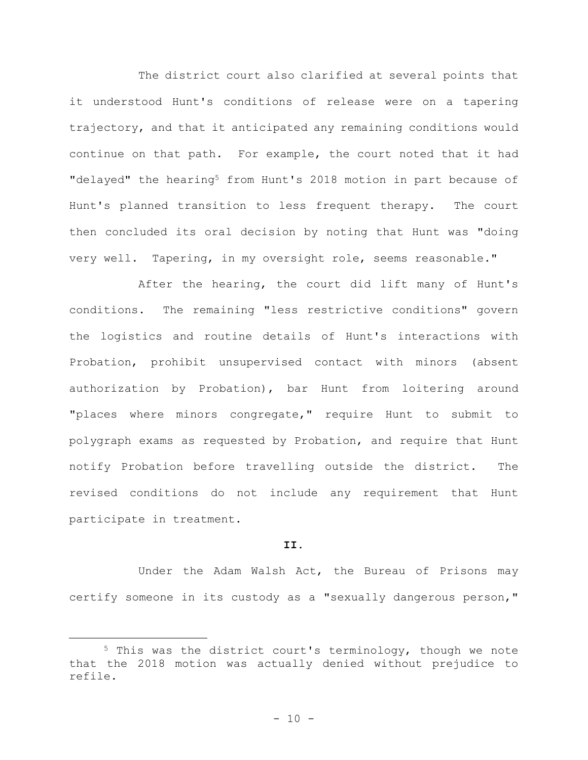The district court also clarified at several points that it understood Hunt's conditions of release were on a tapering trajectory, and that it anticipated any remaining conditions would continue on that path. For example, the court noted that it had "delayed" the hearing[5] from Hunt's 2018 motion in part because of Hunt's planned transition to less frequent therapy. The court then concluded its oral decision by noting that Hunt was "doing very well. Tapering, in my oversight role, seems reasonable."

After the hearing, the court did lift many of Hunt's conditions. The remaining "less restrictive conditions" govern the logistics and routine details of Hunt's interactions with Probation, prohibit unsupervised contact with minors (absent authorization by Probation), bar Hunt from loitering around "places where minors congregate," require Hunt to submit to polygraph exams as requested by Probation, and require that Hunt notify Probation before travelling outside the district. The revised conditions do not include any requirement that Hunt participate in treatment.

## II.

Under the Adam Walsh Act, the Bureau of Prisons may certify someone in its custody as a "sexually dangerous person,"

[5] This was the district court's terminology, though we note that the 2018 motion was actually denied without prejudice to refile.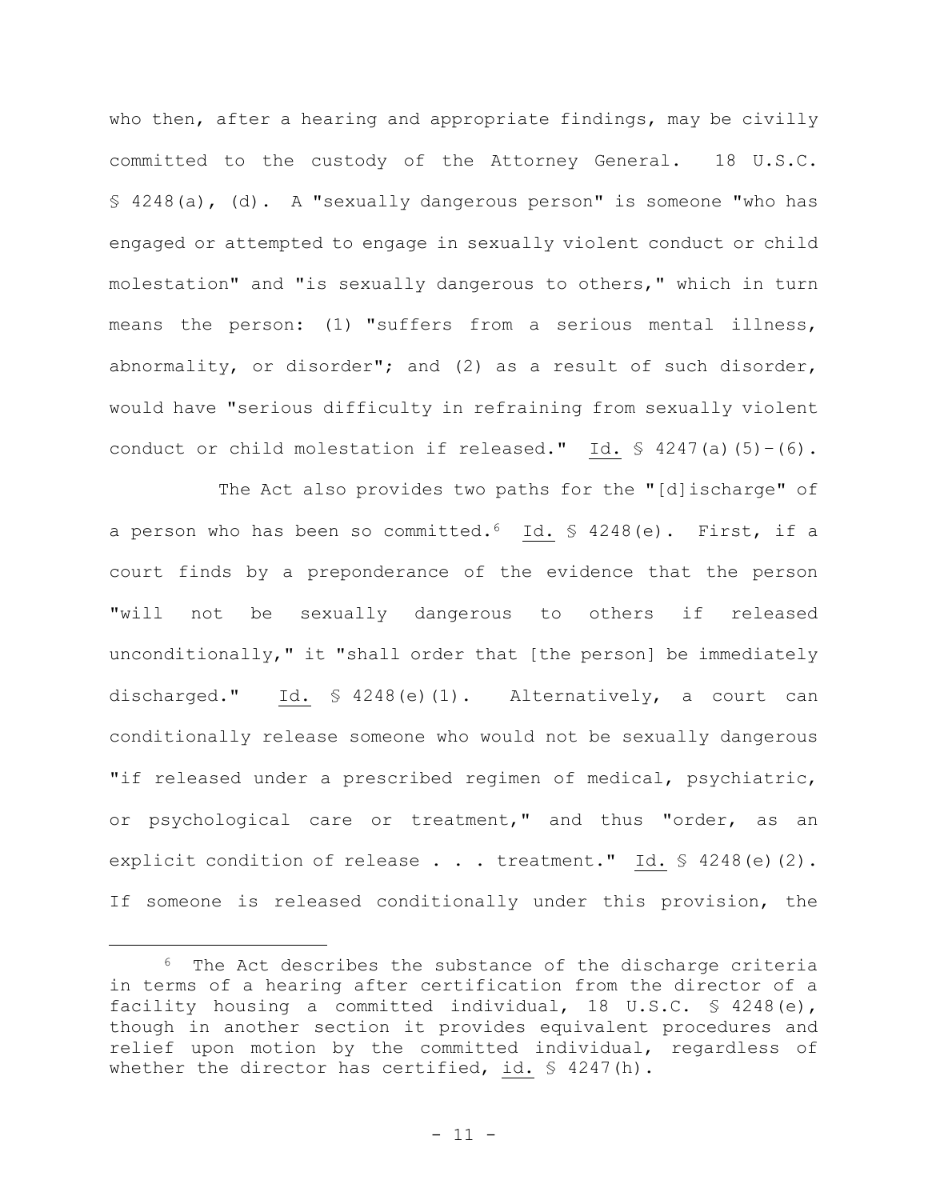who then, after a hearing and appropriate findings, may be civilly committed to the custody of the Attorney General. 18 U.S.C. § 4248(a), (d). A "sexually dangerous person" is someone "who has engaged or attempted to engage in sexually violent conduct or child molestation" and "is sexually dangerous to others," which in turn means the person: (1) "suffers from a serious mental illness, abnormality, or disorder"; and (2) as a result of such disorder, would have "serious difficulty in refraining from sexually violent conduct or child molestation if released." Id. § 4247(a)(5)–(6).

The Act also provides two paths for the "[d]ischarge" of a person who has been so committed.[6] Id. § 4248(e). First, if a court finds by a preponderance of the evidence that the person "will not be sexually dangerous to others if released unconditionally," it "shall order that [the person] be immediately discharged." Id. § 4248(e)(1). Alternatively, a court can conditionally release someone who would not be sexually dangerous "if released under a prescribed regimen of medical, psychiatric, or psychological care or treatment," and thus "order, as an explicit condition of release . . . treatment." Id. § 4248(e)(2). If someone is released conditionally under this provision, the

[6] The Act describes the substance of the discharge criteria in terms of a hearing after certification from the director of a facility housing a committed individual, 18 U.S.C. § 4248(e), though in another section it provides equivalent procedures and relief upon motion by the committed individual, regardless of whether the director has certified, id. § 4247(h).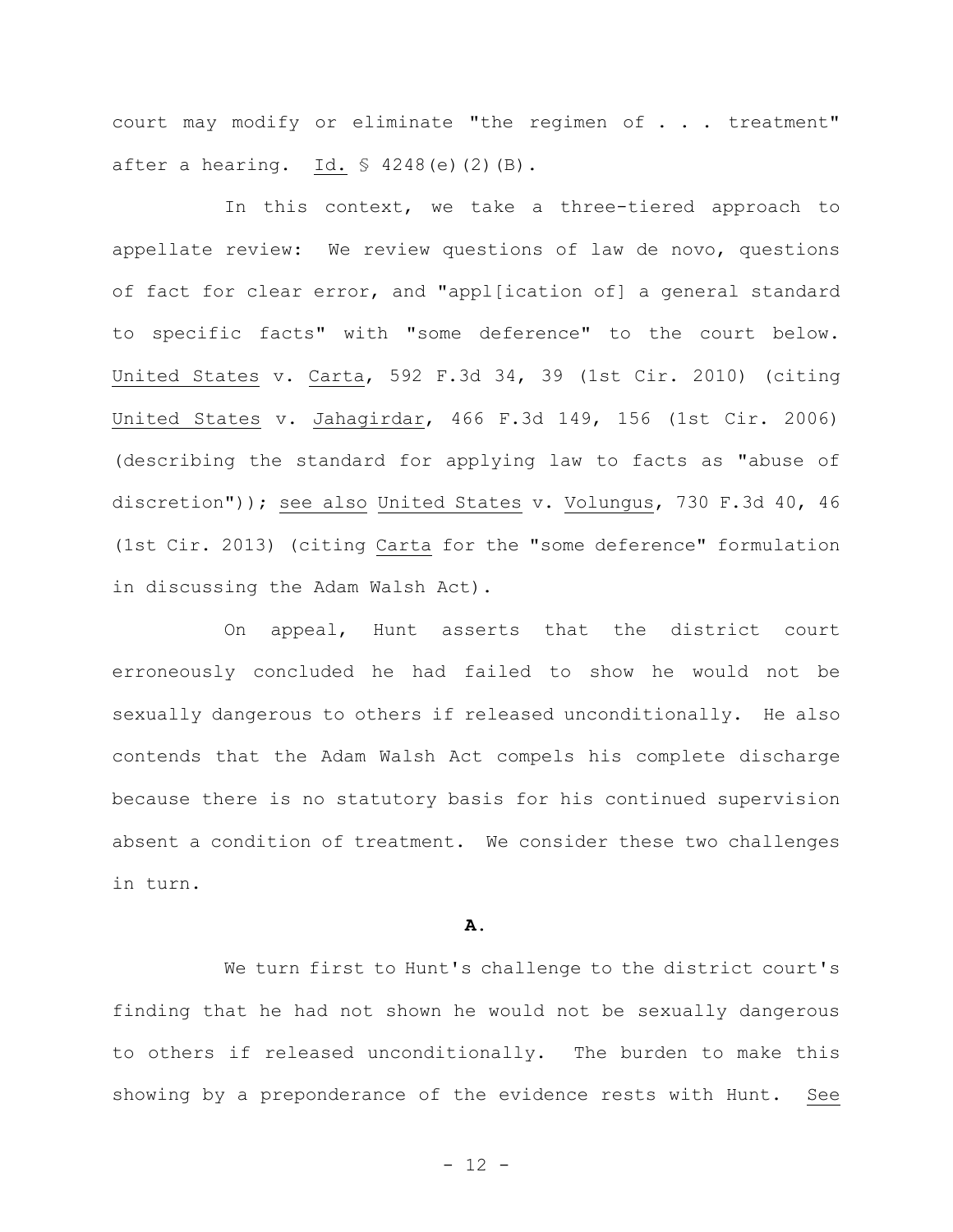court may modify or eliminate "the regimen of . . . treatment" after a hearing. Id. § 4248(e)(2)(B).

In this context, we take a three-tiered approach to appellate review: We review questions of law de novo, questions of fact for clear error, and "appl[ication of] a general standard to specific facts" with "some deference" to the court below. United States v. Carta, 592 F.3d 34, 39 (1st Cir. 2010) (citing United States v. Jahagirdar, 466 F.3d 149, 156 (1st Cir. 2006) (describing the standard for applying law to facts as "abuse of discretion")); see also United States v. Volungus, 730 F.3d 40, 46 (1st Cir. 2013) (citing Carta for the "some deference" formulation in discussing the Adam Walsh Act).

On appeal, Hunt asserts that the district court erroneously concluded he had failed to show he would not be sexually dangerous to others if released unconditionally. He also contends that the Adam Walsh Act compels his complete discharge because there is no statutory basis for his continued supervision absent a condition of treatment. We consider these two challenges in turn.

**A.**

We turn first to Hunt's challenge to the district court's finding that he had not shown he would not be sexually dangerous to others if released unconditionally. The burden to make this showing by a preponderance of the evidence rests with Hunt. See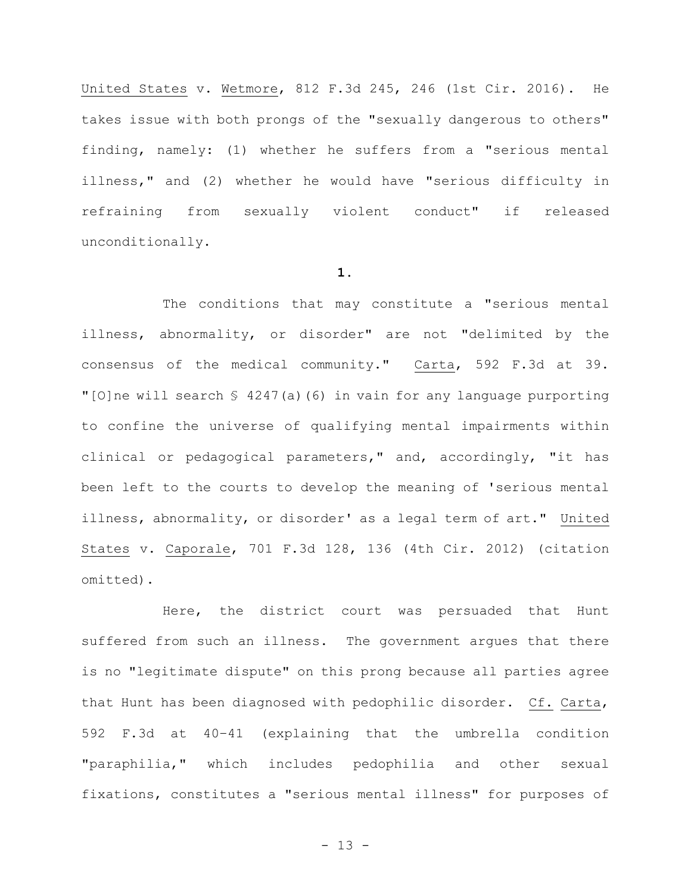United States v. Wetmore, 812 F.3d 245, 246 (1st Cir. 2016). He takes issue with both prongs of the "sexually dangerous to others" finding, namely: (1) whether he suffers from a "serious mental illness," and (2) whether he would have "serious difficulty in refraining from sexually violent conduct" if released unconditionally.

**1.**

The conditions that may constitute a "serious mental illness, abnormality, or disorder" are not "delimited by the consensus of the medical community." Carta, 592 F.3d at 39. "[O]ne will search § 4247(a)(6) in vain for any language purporting to confine the universe of qualifying mental impairments within clinical or pedagogical parameters," and, accordingly, "it has been left to the courts to develop the meaning of 'serious mental illness, abnormality, or disorder' as a legal term of art." United States v. Caporale, 701 F.3d 128, 136 (4th Cir. 2012) (citation omitted).

Here, the district court was persuaded that Hunt suffered from such an illness. The government argues that there is no "legitimate dispute" on this prong because all parties agree that Hunt has been diagnosed with pedophilic disorder. Cf. Carta, 592 F.3d at 40–41 (explaining that the umbrella condition "paraphilia," which includes pedophilia and other sexual fixations, constitutes a "serious mental illness" for purposes of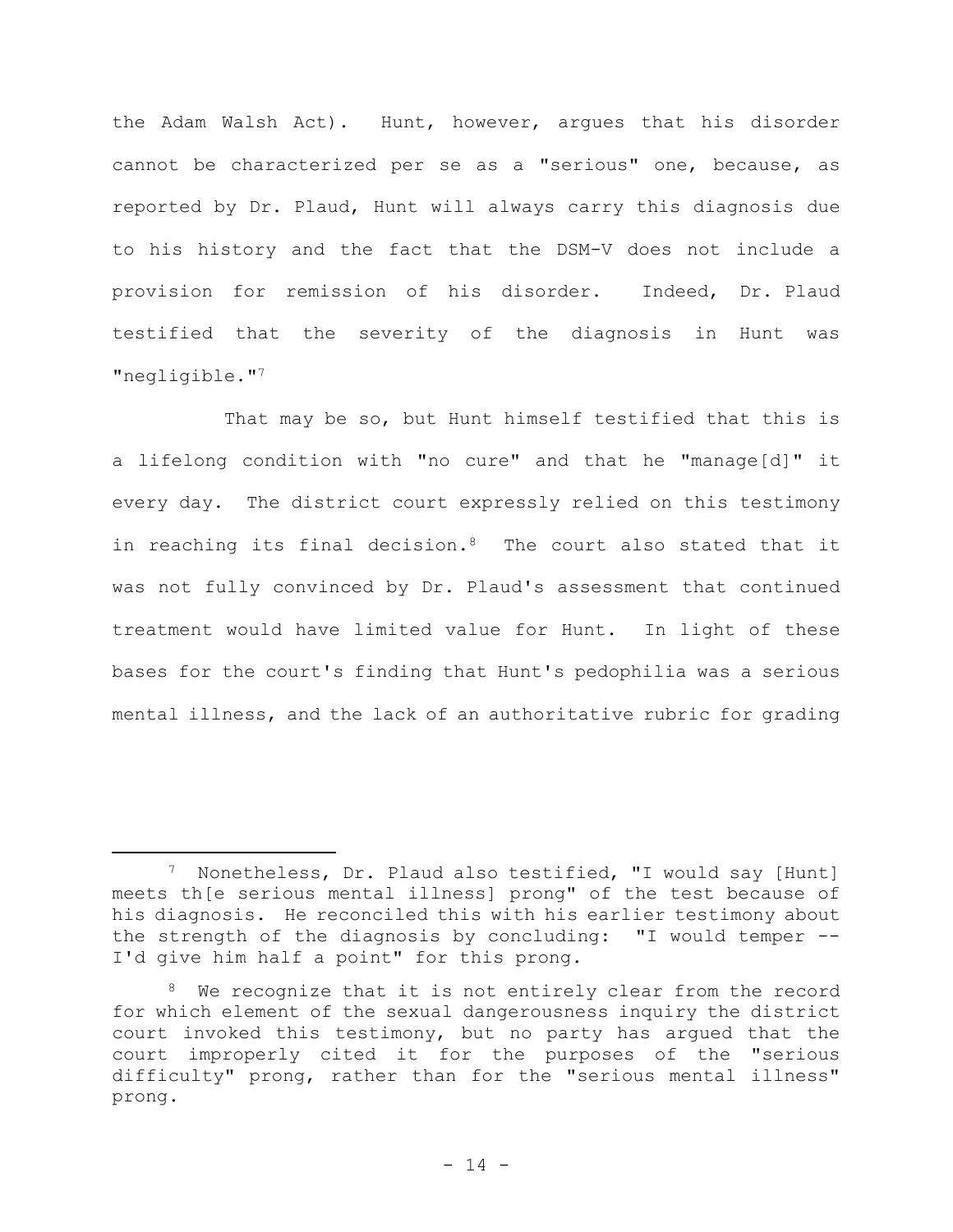the Adam Walsh Act). Hunt, however, argues that his disorder cannot be characterized per se as a "serious" one, because, as reported by Dr. Plaud, Hunt will always carry this diagnosis due to his history and the fact that the DSM-V does not include a provision for remission of his disorder. Indeed, Dr. Plaud testified that the severity of the diagnosis in Hunt was "negligible."[7]

That may be so, but Hunt himself testified that this is a lifelong condition with "no cure" and that he "manage[d]" it every day. The district court expressly relied on this testimony in reaching its final decision.[8] The court also stated that it was not fully convinced by Dr. Plaud's assessment that continued treatment would have limited value for Hunt. In light of these bases for the court's finding that Hunt's pedophilia was a serious mental illness, and the lack of an authoritative rubric for grading

---

[7] Nonetheless, Dr. Plaud also testified, "I would say [Hunt] meets th[e serious mental illness] prong" of the test because of his diagnosis. He reconciled this with his earlier testimony about the strength of the diagnosis by concluding: "I would temper -- I'd give him half a point" for this prong.

[8] We recognize that it is not entirely clear from the record for which element of the sexual dangerousness inquiry the district court invoked this testimony, but no party has argued that the court improperly cited it for the purposes of the "serious difficulty" prong, rather than for the "serious mental illness" prong.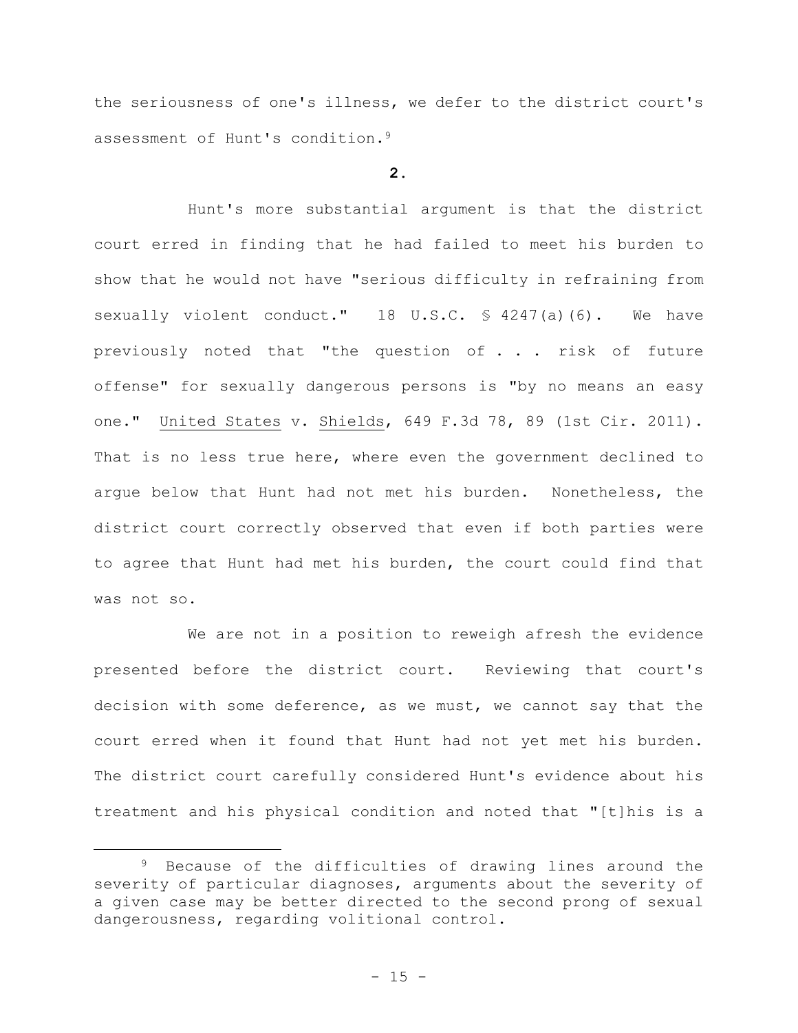the seriousness of one's illness, we defer to the district court's assessment of Hunt's condition.[9]

**2.**

Hunt's more substantial argument is that the district court erred in finding that he had failed to meet his burden to show that he would not have "serious difficulty in refraining from sexually violent conduct." 18 U.S.C. § 4247(a)(6). We have previously noted that "the question of . . . risk of future offense" for sexually dangerous persons is "by no means an easy one." United States v. Shields, 649 F.3d 78, 89 (1st Cir. 2011). That is no less true here, where even the government declined to argue below that Hunt had not met his burden. Nonetheless, the district court correctly observed that even if both parties were to agree that Hunt had met his burden, the court could find that was not so.

We are not in a position to reweigh afresh the evidence presented before the district court. Reviewing that court's decision with some deference, as we must, we cannot say that the court erred when it found that Hunt had not yet met his burden. The district court carefully considered Hunt's evidence about his treatment and his physical condition and noted that "[t]his is a

---

[9] Because of the difficulties of drawing lines around the severity of particular diagnoses, arguments about the severity of a given case may be better directed to the second prong of sexual dangerousness, regarding volitional control.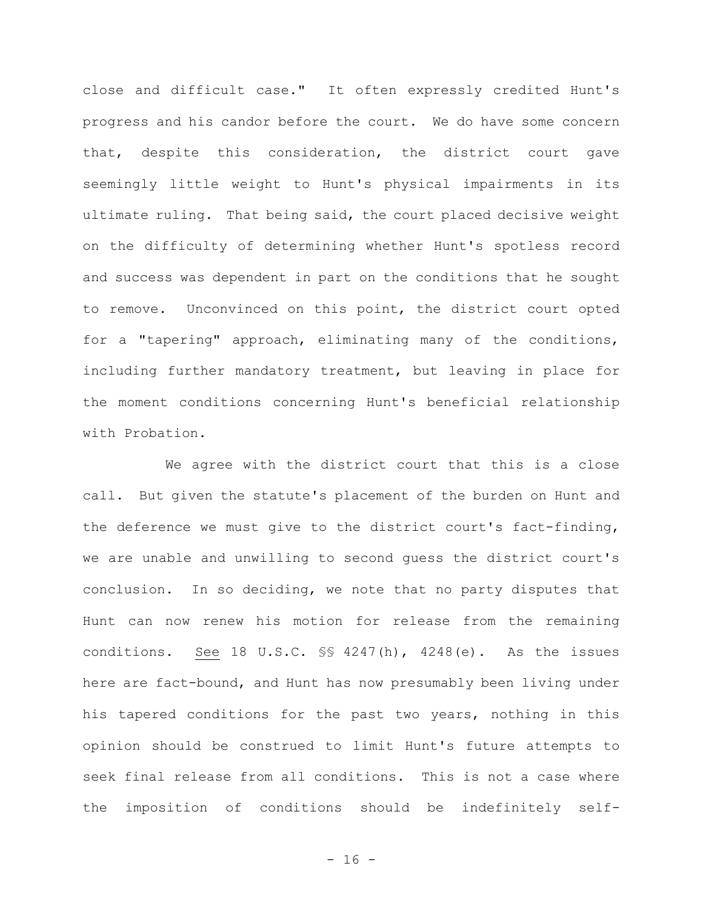close and difficult case." It often expressly credited Hunt's progress and his candor before the court. We do have some concern that, despite this consideration, the district court gave seemingly little weight to Hunt's physical impairments in its ultimate ruling. That being said, the court placed decisive weight on the difficulty of determining whether Hunt's spotless record and success was dependent in part on the conditions that he sought to remove. Unconvinced on this point, the district court opted for a "tapering" approach, eliminating many of the conditions, including further mandatory treatment, but leaving in place for the moment conditions concerning Hunt's beneficial relationship with Probation.

We agree with the district court that this is a close call. But given the statute's placement of the burden on Hunt and the deference we must give to the district court's fact-finding, we are unable and unwilling to second guess the district court's conclusion. In so deciding, we note that no party disputes that Hunt can now renew his motion for release from the remaining conditions. See 18 U.S.C. §§ 4247(h), 4248(e). As the issues here are fact-bound, and Hunt has now presumably been living under his tapered conditions for the past two years, nothing in this opinion should be construed to limit Hunt's future attempts to seek final release from all conditions. This is not a case where the imposition of conditions should be indefinitely self-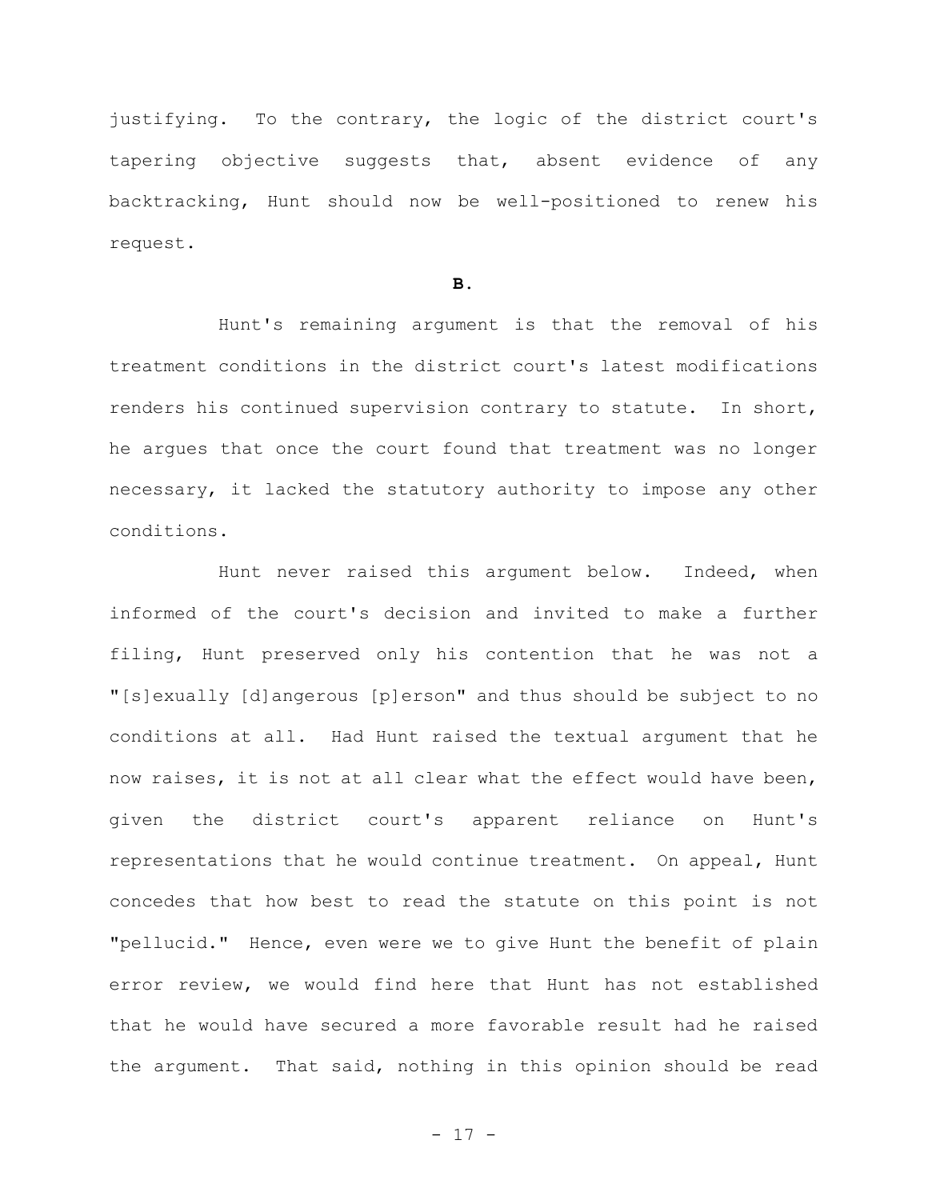justifying. To the contrary, the logic of the district court's tapering objective suggests that, absent evidence of any backtracking, Hunt should now be well-positioned to renew his request.

**B.**

Hunt's remaining argument is that the removal of his treatment conditions in the district court's latest modifications renders his continued supervision contrary to statute. In short, he argues that once the court found that treatment was no longer necessary, it lacked the statutory authority to impose any other conditions.

Hunt never raised this argument below. Indeed, when informed of the court's decision and invited to make a further filing, Hunt preserved only his contention that he was not a "[s]exually [d]angerous [p]erson" and thus should be subject to no conditions at all. Had Hunt raised the textual argument that he now raises, it is not at all clear what the effect would have been, given the district court's apparent reliance on Hunt's representations that he would continue treatment. On appeal, Hunt concedes that how best to read the statute on this point is not "pellucid." Hence, even were we to give Hunt the benefit of plain error review, we would find here that Hunt has not established that he would have secured a more favorable result had he raised the argument. That said, nothing in this opinion should be read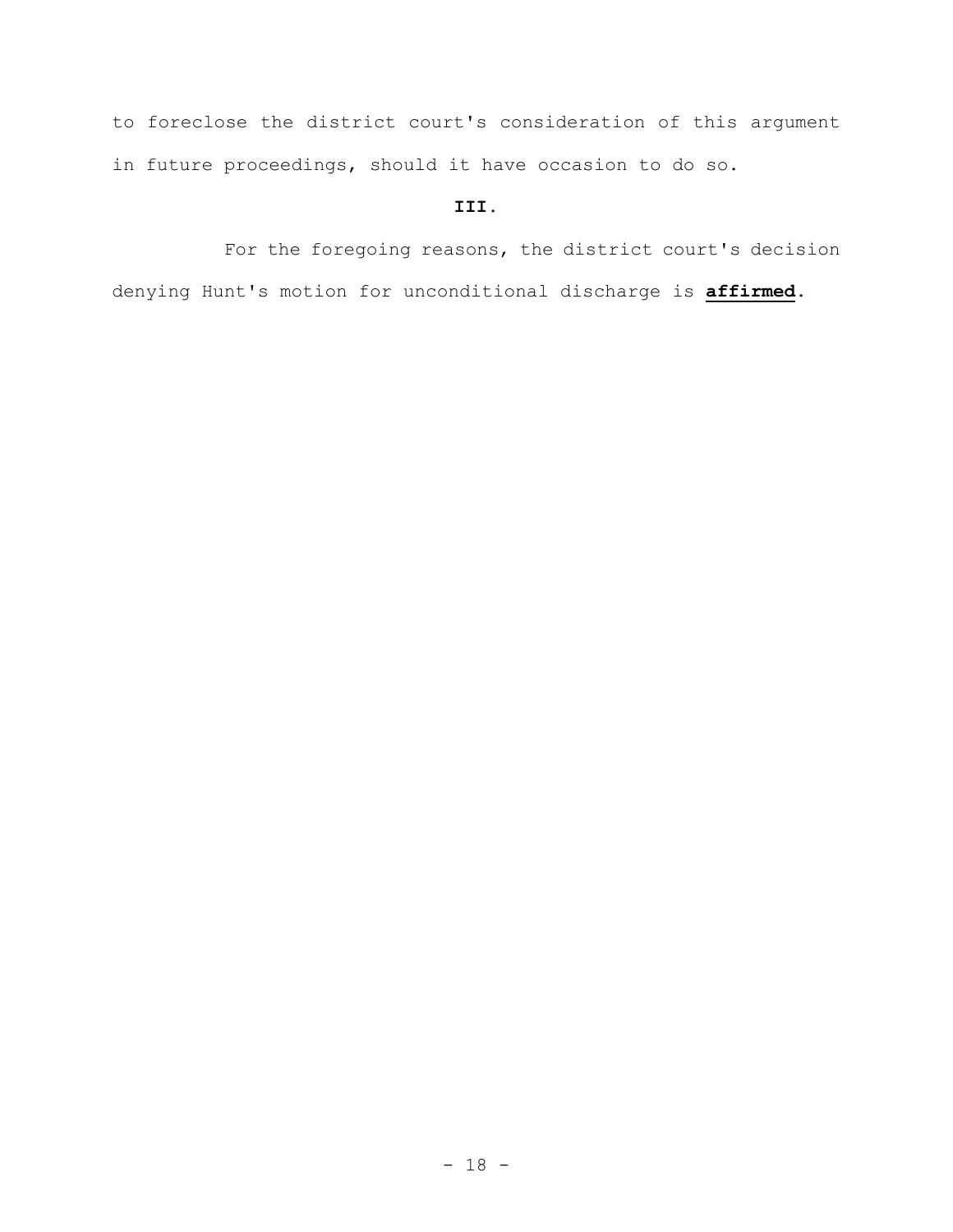to foreclose the district court's consideration of this argument in future proceedings, should it have occasion to do so.

## III.

For the foregoing reasons, the district court's decision denying Hunt's motion for unconditional discharge is **affirmed**.